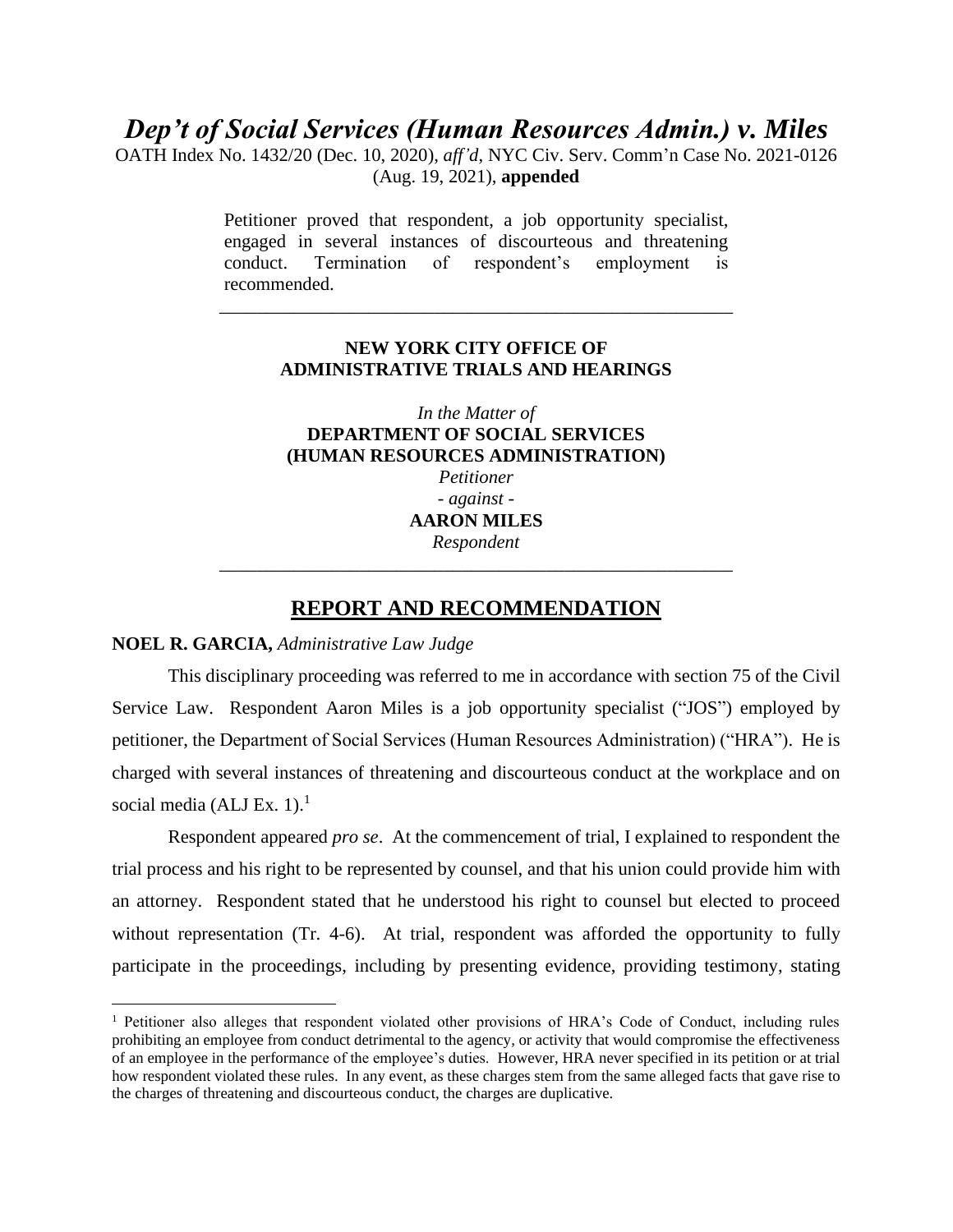# *Dep't of Social Services (Human Resources Admin.) v. Miles*

OATH Index No. 1432/20 (Dec. 10, 2020), *aff'd*, NYC Civ. Serv. Comm'n Case No. 2021-0126 (Aug. 19, 2021), **appended**

> Petitioner proved that respondent, a job opportunity specialist, engaged in several instances of discourteous and threatening conduct. Termination of respondent's employment is recommended.

---

**NEW YORK CITY OFFICE OF ADMINISTRATIVE TRIALS AND HEARINGS**

*In the Matter of*
**DEPARTMENT OF SOCIAL SERVICES (HUMAN RESOURCES ADMINISTRATION)**
*Petitioner*
*- against -*
**AARON MILES**
*Respondent*

---

## REPORT AND RECOMMENDATION

**NOEL R. GARCIA,** *Administrative Law Judge*

This disciplinary proceeding was referred to me in accordance with section 75 of the Civil Service Law. Respondent Aaron Miles is a job opportunity specialist ("JOS") employed by petitioner, the Department of Social Services (Human Resources Administration) ("HRA"). He is charged with several instances of threatening and discourteous conduct at the workplace and on social media (ALJ Ex. 1).[1]

Respondent appeared *pro se*. At the commencement of trial, I explained to respondent the trial process and his right to be represented by counsel, and that his union could provide him with an attorney. Respondent stated that he understood his right to counsel but elected to proceed without representation (Tr. 4-6). At trial, respondent was afforded the opportunity to fully participate in the proceedings, including by presenting evidence, providing testimony, stating

[1] Petitioner also alleges that respondent violated other provisions of HRA's Code of Conduct, including rules prohibiting an employee from conduct detrimental to the agency, or activity that would compromise the effectiveness of an employee in the performance of the employee's duties. However, HRA never specified in its petition or at trial how respondent violated these rules. In any event, as these charges stem from the same alleged facts that gave rise to the charges of threatening and discourteous conduct, the charges are duplicative.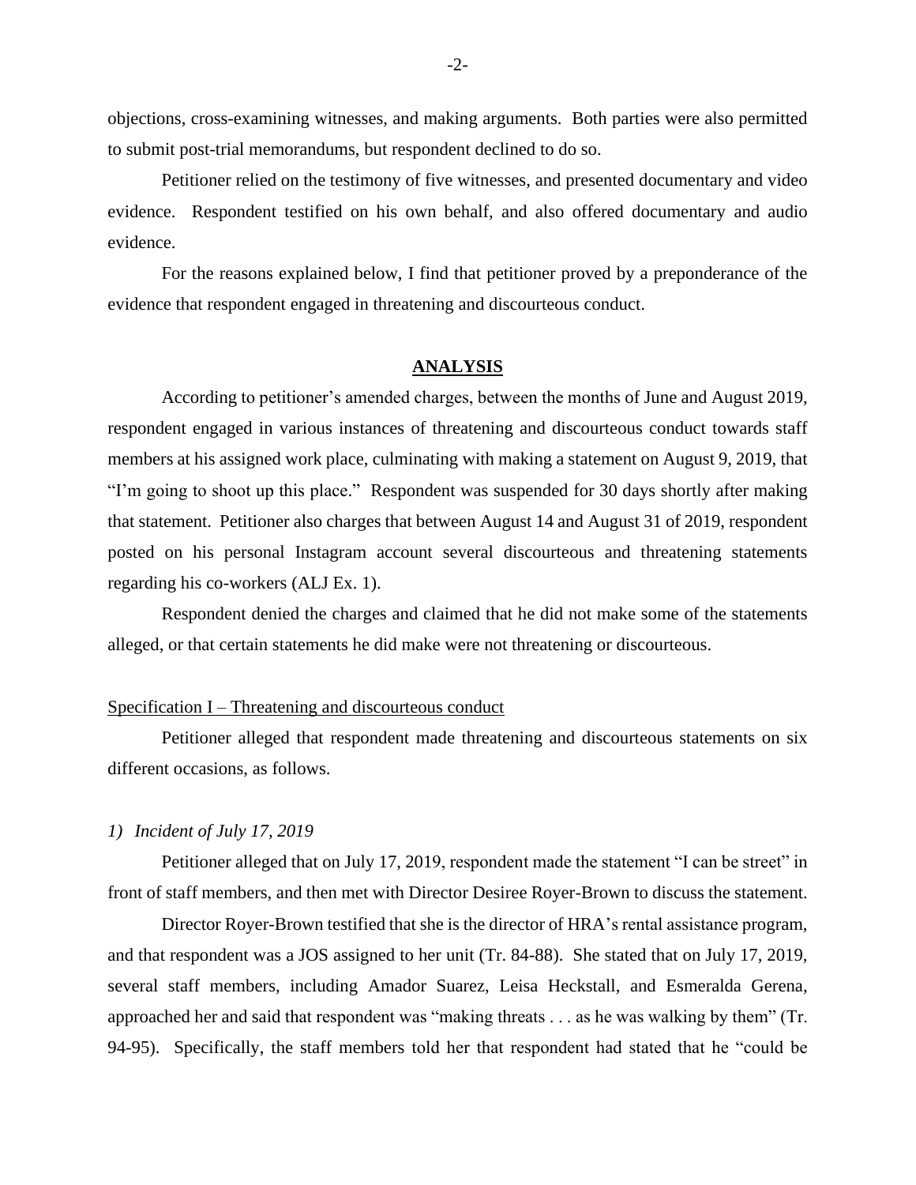objections, cross-examining witnesses, and making arguments. Both parties were also permitted to submit post-trial memorandums, but respondent declined to do so.

Petitioner relied on the testimony of five witnesses, and presented documentary and video evidence. Respondent testified on his own behalf, and also offered documentary and audio evidence.

For the reasons explained below, I find that petitioner proved by a preponderance of the evidence that respondent engaged in threatening and discourteous conduct.

## ANALYSIS

According to petitioner's amended charges, between the months of June and August 2019, respondent engaged in various instances of threatening and discourteous conduct towards staff members at his assigned work place, culminating with making a statement on August 9, 2019, that "I'm going to shoot up this place." Respondent was suspended for 30 days shortly after making that statement. Petitioner also charges that between August 14 and August 31 of 2019, respondent posted on his personal Instagram account several discourteous and threatening statements regarding his co-workers (ALJ Ex. 1).

Respondent denied the charges and claimed that he did not make some of the statements alleged, or that certain statements he did make were not threatening or discourteous.

### Specification I – Threatening and discourteous conduct

Petitioner alleged that respondent made threatening and discourteous statements on six different occasions, as follows.

#### *1) Incident of July 17, 2019*

Petitioner alleged that on July 17, 2019, respondent made the statement "I can be street" in front of staff members, and then met with Director Desiree Royer-Brown to discuss the statement.

Director Royer-Brown testified that she is the director of HRA's rental assistance program, and that respondent was a JOS assigned to her unit (Tr. 84-88). She stated that on July 17, 2019, several staff members, including Amador Suarez, Leisa Heckstall, and Esmeralda Gerena, approached her and said that respondent was "making threats . . . as he was walking by them" (Tr. 94-95). Specifically, the staff members told her that respondent had stated that he "could be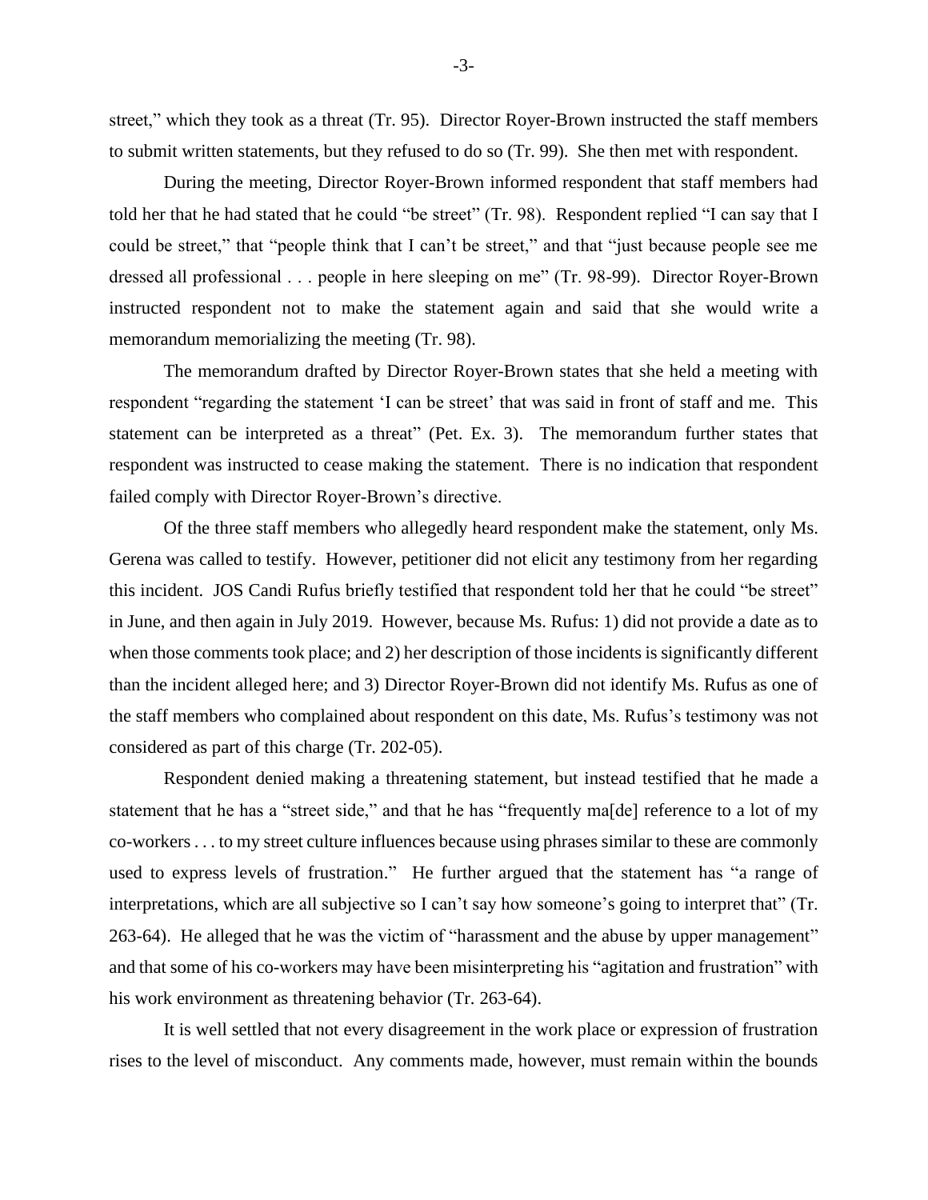street," which they took as a threat (Tr. 95). Director Royer-Brown instructed the staff members to submit written statements, but they refused to do so (Tr. 99). She then met with respondent.

During the meeting, Director Royer-Brown informed respondent that staff members had told her that he had stated that he could "be street" (Tr. 98). Respondent replied "I can say that I could be street," that "people think that I can't be street," and that "just because people see me dressed all professional . . . people in here sleeping on me" (Tr. 98-99). Director Royer-Brown instructed respondent not to make the statement again and said that she would write a memorandum memorializing the meeting (Tr. 98).

The memorandum drafted by Director Royer-Brown states that she held a meeting with respondent "regarding the statement 'I can be street' that was said in front of staff and me. This statement can be interpreted as a threat" (Pet. Ex. 3). The memorandum further states that respondent was instructed to cease making the statement. There is no indication that respondent failed comply with Director Royer-Brown's directive.

Of the three staff members who allegedly heard respondent make the statement, only Ms. Gerena was called to testify. However, petitioner did not elicit any testimony from her regarding this incident. JOS Candi Rufus briefly testified that respondent told her that he could "be street" in June, and then again in July 2019. However, because Ms. Rufus: 1) did not provide a date as to when those comments took place; and 2) her description of those incidents is significantly different than the incident alleged here; and 3) Director Royer-Brown did not identify Ms. Rufus as one of the staff members who complained about respondent on this date, Ms. Rufus's testimony was not considered as part of this charge (Tr. 202-05).

Respondent denied making a threatening statement, but instead testified that he made a statement that he has a "street side," and that he has "frequently ma[de] reference to a lot of my co-workers . . . to my street culture influences because using phrases similar to these are commonly used to express levels of frustration." He further argued that the statement has "a range of interpretations, which are all subjective so I can't say how someone's going to interpret that" (Tr. 263-64). He alleged that he was the victim of "harassment and the abuse by upper management" and that some of his co-workers may have been misinterpreting his "agitation and frustration" with his work environment as threatening behavior (Tr. 263-64).

It is well settled that not every disagreement in the work place or expression of frustration rises to the level of misconduct. Any comments made, however, must remain within the bounds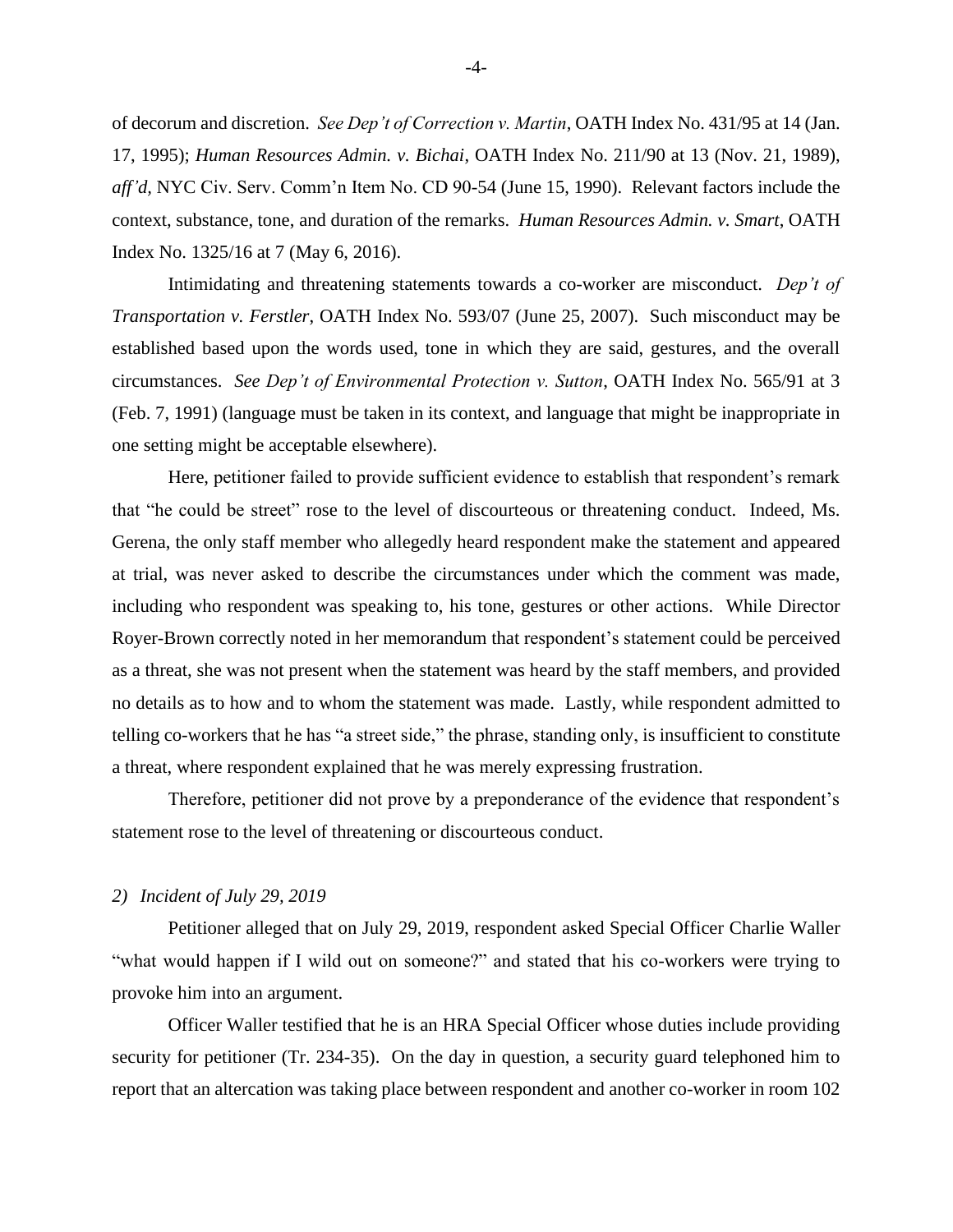of decorum and discretion. *See Dep't of Correction v. Martin*, OATH Index No. 431/95 at 14 (Jan. 17, 1995); *Human Resources Admin. v. Bichai*, OATH Index No. 211/90 at 13 (Nov. 21, 1989), *aff'd*, NYC Civ. Serv. Comm'n Item No. CD 90-54 (June 15, 1990). Relevant factors include the context, substance, tone, and duration of the remarks. *Human Resources Admin. v. Smart*, OATH Index No. 1325/16 at 7 (May 6, 2016).

Intimidating and threatening statements towards a co-worker are misconduct. *Dep't of Transportation v. Ferstler*, OATH Index No. 593/07 (June 25, 2007). Such misconduct may be established based upon the words used, tone in which they are said, gestures, and the overall circumstances. *See Dep't of Environmental Protection v. Sutton*, OATH Index No. 565/91 at 3 (Feb. 7, 1991) (language must be taken in its context, and language that might be inappropriate in one setting might be acceptable elsewhere).

Here, petitioner failed to provide sufficient evidence to establish that respondent's remark that "he could be street" rose to the level of discourteous or threatening conduct. Indeed, Ms. Gerena, the only staff member who allegedly heard respondent make the statement and appeared at trial, was never asked to describe the circumstances under which the comment was made, including who respondent was speaking to, his tone, gestures or other actions. While Director Royer-Brown correctly noted in her memorandum that respondent's statement could be perceived as a threat, she was not present when the statement was heard by the staff members, and provided no details as to how and to whom the statement was made. Lastly, while respondent admitted to telling co-workers that he has "a street side," the phrase, standing only, is insufficient to constitute a threat, where respondent explained that he was merely expressing frustration.

Therefore, petitioner did not prove by a preponderance of the evidence that respondent's statement rose to the level of threatening or discourteous conduct.

*2) Incident of July 29, 2019*

Petitioner alleged that on July 29, 2019, respondent asked Special Officer Charlie Waller "what would happen if I wild out on someone?" and stated that his co-workers were trying to provoke him into an argument.

Officer Waller testified that he is an HRA Special Officer whose duties include providing security for petitioner (Tr. 234-35). On the day in question, a security guard telephoned him to report that an altercation was taking place between respondent and another co-worker in room 102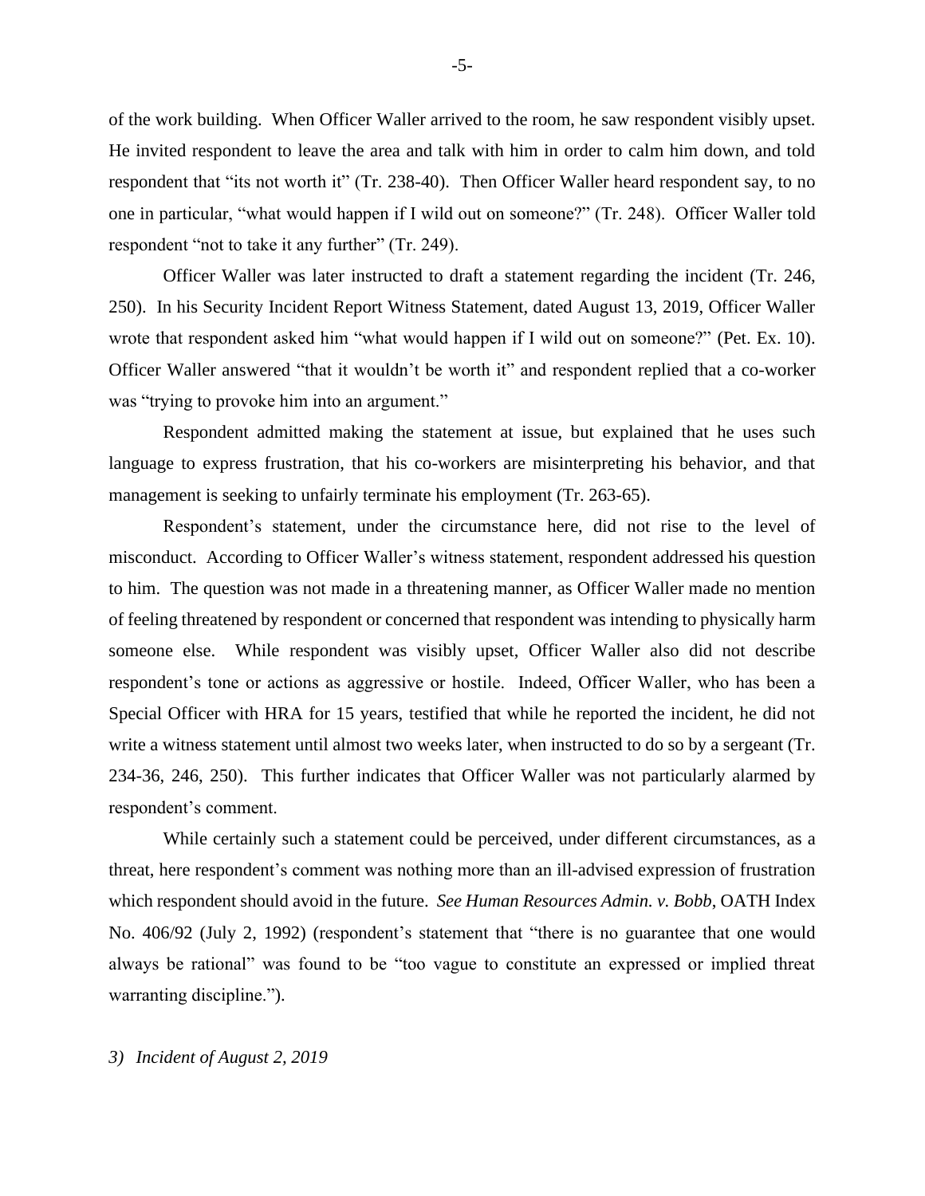of the work building. When Officer Waller arrived to the room, he saw respondent visibly upset. He invited respondent to leave the area and talk with him in order to calm him down, and told respondent that "its not worth it" (Tr. 238-40). Then Officer Waller heard respondent say, to no one in particular, "what would happen if I wild out on someone?" (Tr. 248). Officer Waller told respondent "not to take it any further" (Tr. 249).

Officer Waller was later instructed to draft a statement regarding the incident (Tr. 246, 250). In his Security Incident Report Witness Statement, dated August 13, 2019, Officer Waller wrote that respondent asked him "what would happen if I wild out on someone?" (Pet. Ex. 10). Officer Waller answered "that it wouldn't be worth it" and respondent replied that a co-worker was "trying to provoke him into an argument."

Respondent admitted making the statement at issue, but explained that he uses such language to express frustration, that his co-workers are misinterpreting his behavior, and that management is seeking to unfairly terminate his employment (Tr. 263-65).

Respondent's statement, under the circumstance here, did not rise to the level of misconduct. According to Officer Waller's witness statement, respondent addressed his question to him. The question was not made in a threatening manner, as Officer Waller made no mention of feeling threatened by respondent or concerned that respondent was intending to physically harm someone else. While respondent was visibly upset, Officer Waller also did not describe respondent's tone or actions as aggressive or hostile. Indeed, Officer Waller, who has been a Special Officer with HRA for 15 years, testified that while he reported the incident, he did not write a witness statement until almost two weeks later, when instructed to do so by a sergeant (Tr. 234-36, 246, 250). This further indicates that Officer Waller was not particularly alarmed by respondent's comment.

While certainly such a statement could be perceived, under different circumstances, as a threat, here respondent's comment was nothing more than an ill-advised expression of frustration which respondent should avoid in the future. *See Human Resources Admin. v. Bobb*, OATH Index No. 406/92 (July 2, 1992) (respondent's statement that "there is no guarantee that one would always be rational" was found to be "too vague to constitute an expressed or implied threat warranting discipline.").

*3) Incident of August 2, 2019*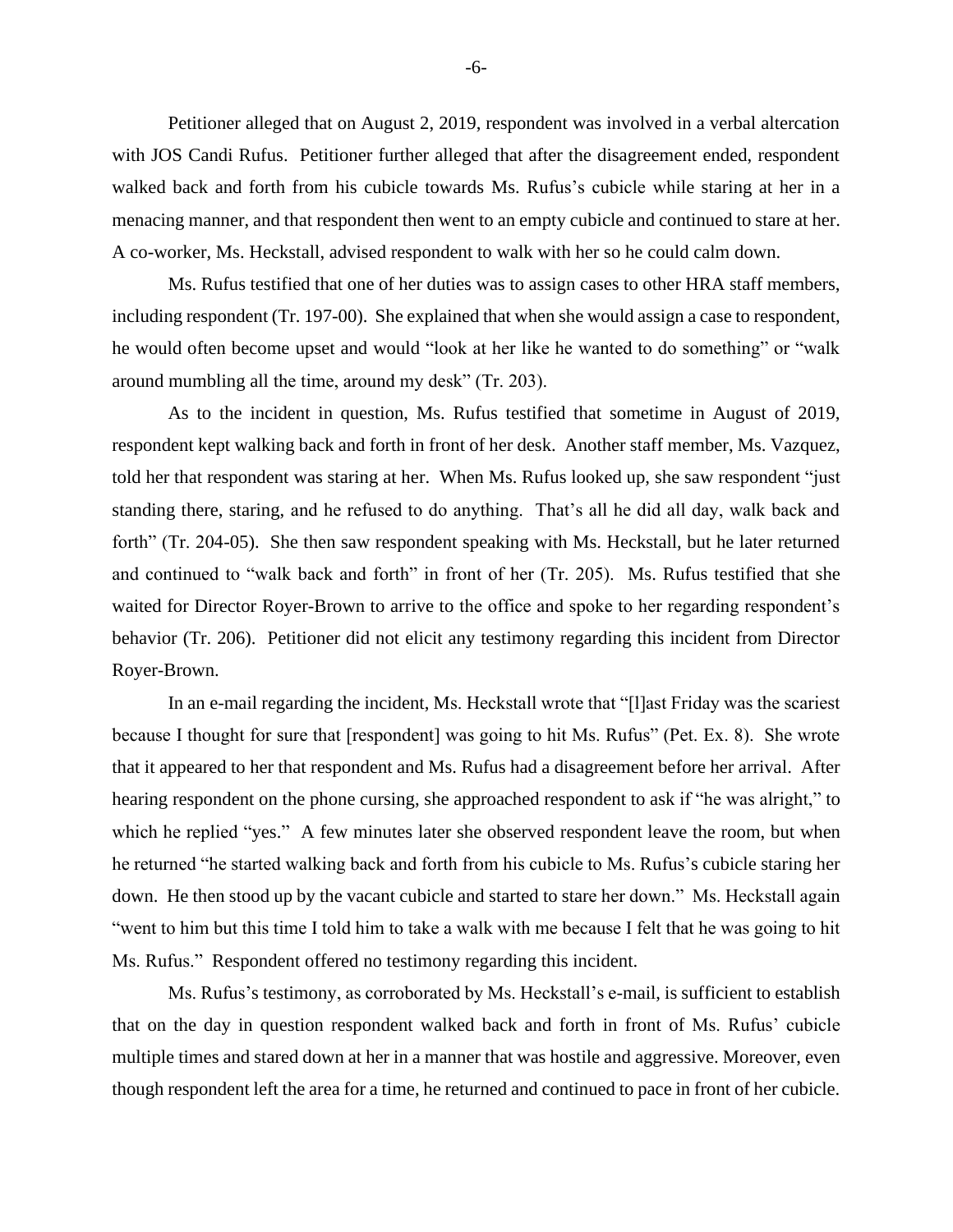Petitioner alleged that on August 2, 2019, respondent was involved in a verbal altercation with JOS Candi Rufus. Petitioner further alleged that after the disagreement ended, respondent walked back and forth from his cubicle towards Ms. Rufus's cubicle while staring at her in a menacing manner, and that respondent then went to an empty cubicle and continued to stare at her. A co-worker, Ms. Heckstall, advised respondent to walk with her so he could calm down.

Ms. Rufus testified that one of her duties was to assign cases to other HRA staff members, including respondent (Tr. 197-00). She explained that when she would assign a case to respondent, he would often become upset and would "look at her like he wanted to do something" or "walk around mumbling all the time, around my desk" (Tr. 203).

As to the incident in question, Ms. Rufus testified that sometime in August of 2019, respondent kept walking back and forth in front of her desk. Another staff member, Ms. Vazquez, told her that respondent was staring at her. When Ms. Rufus looked up, she saw respondent "just standing there, staring, and he refused to do anything. That's all he did all day, walk back and forth" (Tr. 204-05). She then saw respondent speaking with Ms. Heckstall, but he later returned and continued to "walk back and forth" in front of her (Tr. 205). Ms. Rufus testified that she waited for Director Royer-Brown to arrive to the office and spoke to her regarding respondent's behavior (Tr. 206). Petitioner did not elicit any testimony regarding this incident from Director Royer-Brown.

In an e-mail regarding the incident, Ms. Heckstall wrote that "[l]ast Friday was the scariest because I thought for sure that [respondent] was going to hit Ms. Rufus" (Pet. Ex. 8). She wrote that it appeared to her that respondent and Ms. Rufus had a disagreement before her arrival. After hearing respondent on the phone cursing, she approached respondent to ask if "he was alright," to which he replied "yes." A few minutes later she observed respondent leave the room, but when he returned "he started walking back and forth from his cubicle to Ms. Rufus's cubicle staring her down. He then stood up by the vacant cubicle and started to stare her down." Ms. Heckstall again "went to him but this time I told him to take a walk with me because I felt that he was going to hit Ms. Rufus." Respondent offered no testimony regarding this incident.

Ms. Rufus's testimony, as corroborated by Ms. Heckstall's e-mail, is sufficient to establish that on the day in question respondent walked back and forth in front of Ms. Rufus' cubicle multiple times and stared down at her in a manner that was hostile and aggressive. Moreover, even though respondent left the area for a time, he returned and continued to pace in front of her cubicle.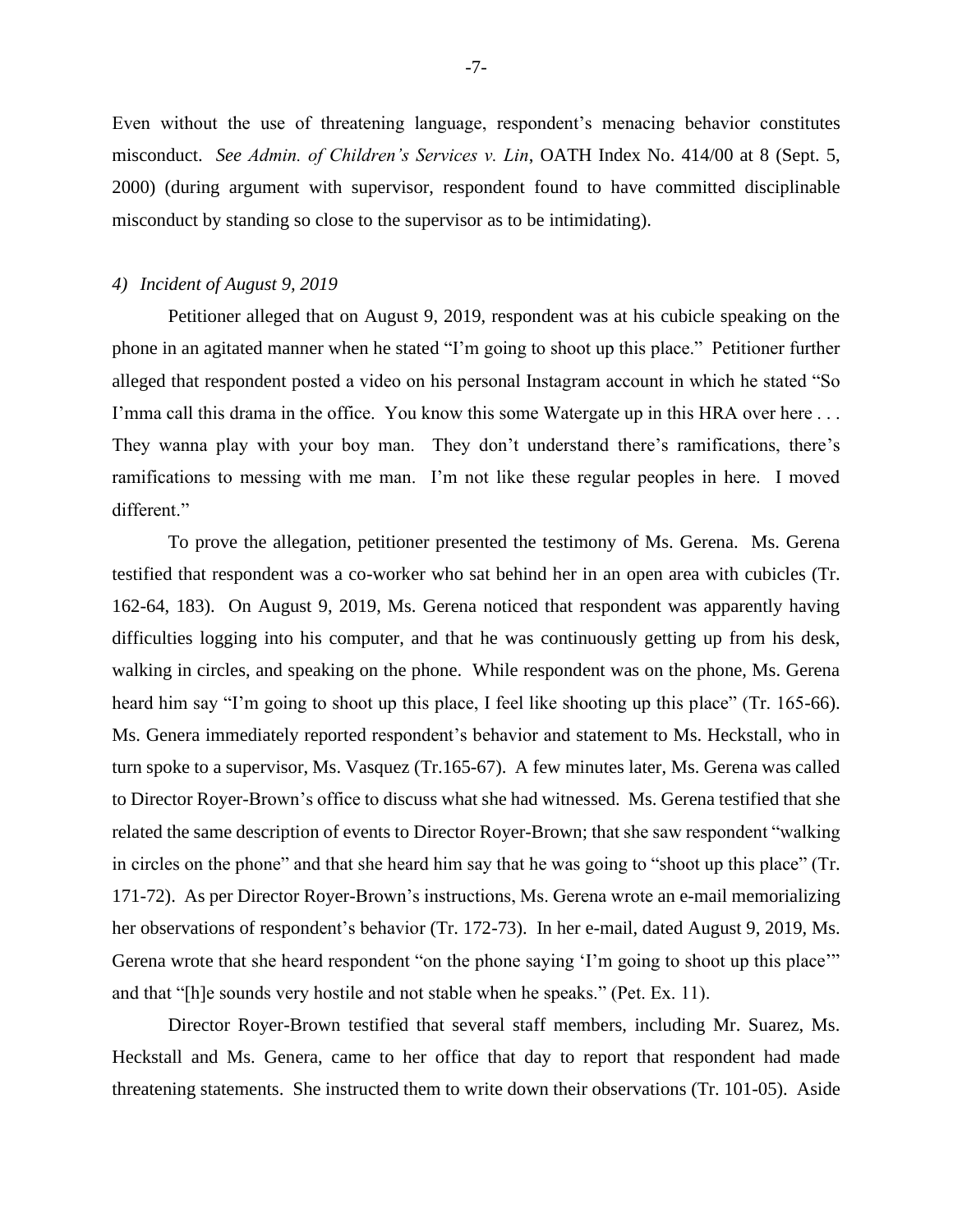Even without the use of threatening language, respondent's menacing behavior constitutes misconduct. *See Admin. of Children's Services v. Lin*, OATH Index No. 414/00 at 8 (Sept. 5, 2000) (during argument with supervisor, respondent found to have committed disciplinable misconduct by standing so close to the supervisor as to be intimidating).

*4) Incident of August 9, 2019*

Petitioner alleged that on August 9, 2019, respondent was at his cubicle speaking on the phone in an agitated manner when he stated "I'm going to shoot up this place." Petitioner further alleged that respondent posted a video on his personal Instagram account in which he stated "So I'mma call this drama in the office. You know this some Watergate up in this HRA over here . . . They wanna play with your boy man. They don't understand there's ramifications, there's ramifications to messing with me man. I'm not like these regular peoples in here. I moved different."

To prove the allegation, petitioner presented the testimony of Ms. Gerena. Ms. Gerena testified that respondent was a co-worker who sat behind her in an open area with cubicles (Tr. 162-64, 183). On August 9, 2019, Ms. Gerena noticed that respondent was apparently having difficulties logging into his computer, and that he was continuously getting up from his desk, walking in circles, and speaking on the phone. While respondent was on the phone, Ms. Gerena heard him say "I'm going to shoot up this place, I feel like shooting up this place" (Tr. 165-66). Ms. Genera immediately reported respondent's behavior and statement to Ms. Heckstall, who in turn spoke to a supervisor, Ms. Vasquez (Tr.165-67). A few minutes later, Ms. Gerena was called to Director Royer-Brown's office to discuss what she had witnessed. Ms. Gerena testified that she related the same description of events to Director Royer-Brown; that she saw respondent "walking in circles on the phone" and that she heard him say that he was going to "shoot up this place" (Tr. 171-72). As per Director Royer-Brown's instructions, Ms. Gerena wrote an e-mail memorializing her observations of respondent's behavior (Tr. 172-73). In her e-mail, dated August 9, 2019, Ms. Gerena wrote that she heard respondent "on the phone saying 'I'm going to shoot up this place'" and that "[h]e sounds very hostile and not stable when he speaks." (Pet. Ex. 11).

Director Royer-Brown testified that several staff members, including Mr. Suarez, Ms. Heckstall and Ms. Genera, came to her office that day to report that respondent had made threatening statements. She instructed them to write down their observations (Tr. 101-05). Aside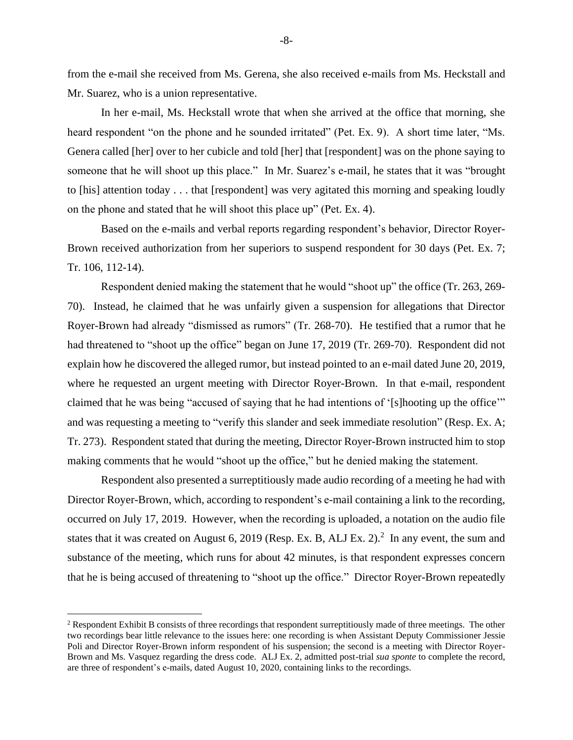from the e-mail she received from Ms. Gerena, she also received e-mails from Ms. Heckstall and Mr. Suarez, who is a union representative.

In her e-mail, Ms. Heckstall wrote that when she arrived at the office that morning, she heard respondent "on the phone and he sounded irritated" (Pet. Ex. 9). A short time later, "Ms. Genera called [her] over to her cubicle and told [her] that [respondent] was on the phone saying to someone that he will shoot up this place." In Mr. Suarez's e-mail, he states that it was "brought to [his] attention today . . . that [respondent] was very agitated this morning and speaking loudly on the phone and stated that he will shoot this place up" (Pet. Ex. 4).

Based on the e-mails and verbal reports regarding respondent's behavior, Director Royer-Brown received authorization from her superiors to suspend respondent for 30 days (Pet. Ex. 7; Tr. 106, 112-14).

Respondent denied making the statement that he would "shoot up" the office (Tr. 263, 269-70). Instead, he claimed that he was unfairly given a suspension for allegations that Director Royer-Brown had already "dismissed as rumors" (Tr. 268-70). He testified that a rumor that he had threatened to "shoot up the office" began on June 17, 2019 (Tr. 269-70). Respondent did not explain how he discovered the alleged rumor, but instead pointed to an e-mail dated June 20, 2019, where he requested an urgent meeting with Director Royer-Brown. In that e-mail, respondent claimed that he was being "accused of saying that he had intentions of '[s]hooting up the office'" and was requesting a meeting to "verify this slander and seek immediate resolution" (Resp. Ex. A; Tr. 273). Respondent stated that during the meeting, Director Royer-Brown instructed him to stop making comments that he would "shoot up the office," but he denied making the statement.

Respondent also presented a surreptitiously made audio recording of a meeting he had with Director Royer-Brown, which, according to respondent's e-mail containing a link to the recording, occurred on July 17, 2019. However, when the recording is uploaded, a notation on the audio file states that it was created on August 6, 2019 (Resp. Ex. B, ALJ Ex. 2).[2] In any event, the sum and substance of the meeting, which runs for about 42 minutes, is that respondent expresses concern that he is being accused of threatening to "shoot up the office." Director Royer-Brown repeatedly

[2] Respondent Exhibit B consists of three recordings that respondent surreptitiously made of three meetings. The other two recordings bear little relevance to the issues here: one recording is when Assistant Deputy Commissioner Jessie Poli and Director Royer-Brown inform respondent of his suspension; the second is a meeting with Director Royer-Brown and Ms. Vasquez regarding the dress code. ALJ Ex. 2, admitted post-trial *sua sponte* to complete the record, are three of respondent's e-mails, dated August 10, 2020, containing links to the recordings.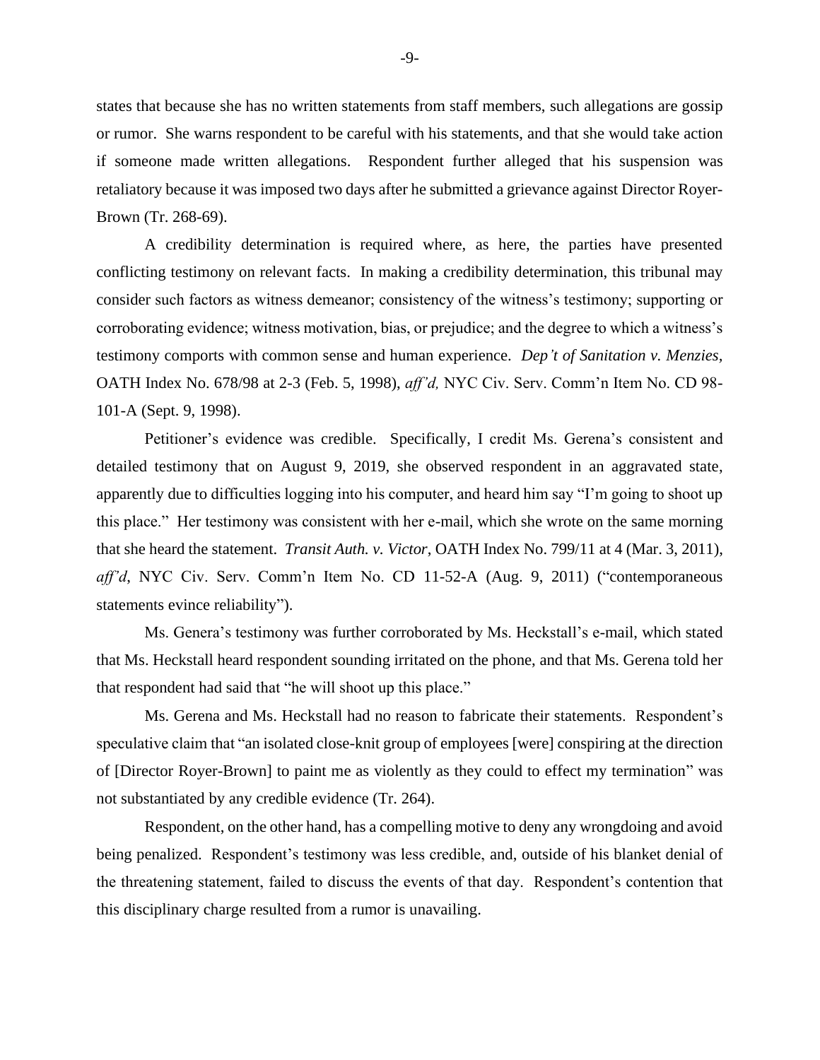states that because she has no written statements from staff members, such allegations are gossip or rumor. She warns respondent to be careful with his statements, and that she would take action if someone made written allegations. Respondent further alleged that his suspension was retaliatory because it was imposed two days after he submitted a grievance against Director Royer-Brown (Tr. 268-69).

A credibility determination is required where, as here, the parties have presented conflicting testimony on relevant facts. In making a credibility determination, this tribunal may consider such factors as witness demeanor; consistency of the witness's testimony; supporting or corroborating evidence; witness motivation, bias, or prejudice; and the degree to which a witness's testimony comports with common sense and human experience. *Dep't of Sanitation v. Menzies*, OATH Index No. 678/98 at 2-3 (Feb. 5, 1998), *aff'd,* NYC Civ. Serv. Comm'n Item No. CD 98-101-A (Sept. 9, 1998).

Petitioner's evidence was credible. Specifically, I credit Ms. Gerena's consistent and detailed testimony that on August 9, 2019, she observed respondent in an aggravated state, apparently due to difficulties logging into his computer, and heard him say "I'm going to shoot up this place." Her testimony was consistent with her e-mail, which she wrote on the same morning that she heard the statement. *Transit Auth. v. Victor*, OATH Index No. 799/11 at 4 (Mar. 3, 2011), *aff'd*, NYC Civ. Serv. Comm'n Item No. CD 11-52-A (Aug. 9, 2011) ("contemporaneous statements evince reliability").

Ms. Genera's testimony was further corroborated by Ms. Heckstall's e-mail, which stated that Ms. Heckstall heard respondent sounding irritated on the phone, and that Ms. Gerena told her that respondent had said that "he will shoot up this place."

Ms. Gerena and Ms. Heckstall had no reason to fabricate their statements. Respondent's speculative claim that "an isolated close-knit group of employees [were] conspiring at the direction of [Director Royer-Brown] to paint me as violently as they could to effect my termination" was not substantiated by any credible evidence (Tr. 264).

Respondent, on the other hand, has a compelling motive to deny any wrongdoing and avoid being penalized. Respondent's testimony was less credible, and, outside of his blanket denial of the threatening statement, failed to discuss the events of that day. Respondent's contention that this disciplinary charge resulted from a rumor is unavailing.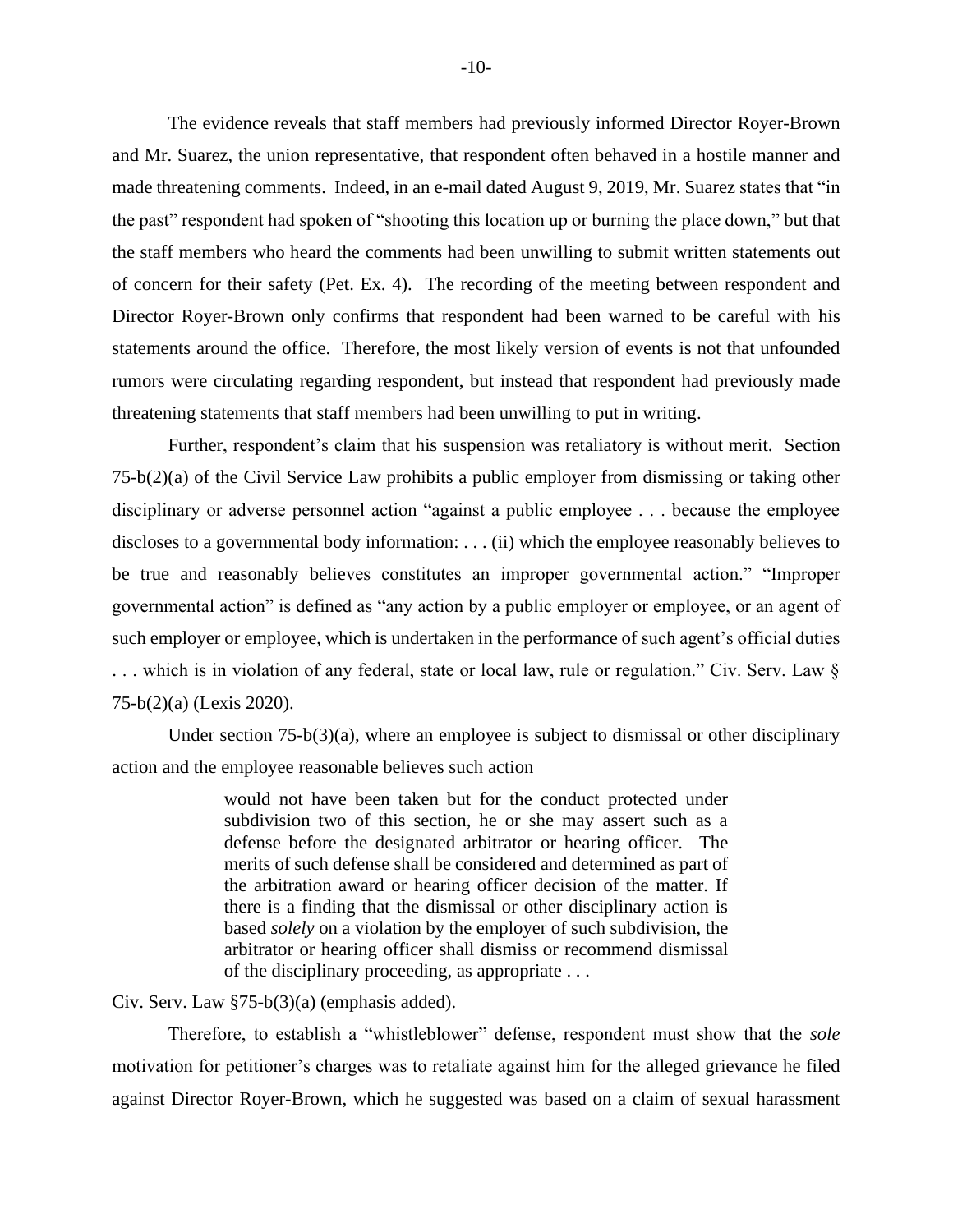The evidence reveals that staff members had previously informed Director Royer-Brown and Mr. Suarez, the union representative, that respondent often behaved in a hostile manner and made threatening comments. Indeed, in an e-mail dated August 9, 2019, Mr. Suarez states that "in the past" respondent had spoken of "shooting this location up or burning the place down," but that the staff members who heard the comments had been unwilling to submit written statements out of concern for their safety (Pet. Ex. 4). The recording of the meeting between respondent and Director Royer-Brown only confirms that respondent had been warned to be careful with his statements around the office. Therefore, the most likely version of events is not that unfounded rumors were circulating regarding respondent, but instead that respondent had previously made threatening statements that staff members had been unwilling to put in writing.

Further, respondent's claim that his suspension was retaliatory is without merit. Section 75-b(2)(a) of the Civil Service Law prohibits a public employer from dismissing or taking other disciplinary or adverse personnel action "against a public employee . . . because the employee discloses to a governmental body information: . . . (ii) which the employee reasonably believes to be true and reasonably believes constitutes an improper governmental action." "Improper governmental action" is defined as "any action by a public employer or employee, or an agent of such employer or employee, which is undertaken in the performance of such agent's official duties . . . which is in violation of any federal, state or local law, rule or regulation." Civ. Serv. Law § 75-b(2)(a) (Lexis 2020).

Under section 75-b(3)(a), where an employee is subject to dismissal or other disciplinary action and the employee reasonable believes such action

> would not have been taken but for the conduct protected under subdivision two of this section, he or she may assert such as a defense before the designated arbitrator or hearing officer. The merits of such defense shall be considered and determined as part of the arbitration award or hearing officer decision of the matter. If there is a finding that the dismissal or other disciplinary action is based *solely* on a violation by the employer of such subdivision, the arbitrator or hearing officer shall dismiss or recommend dismissal of the disciplinary proceeding, as appropriate . . .

Civ. Serv. Law §75-b(3)(a) (emphasis added).

Therefore, to establish a "whistleblower" defense, respondent must show that the *sole* motivation for petitioner's charges was to retaliate against him for the alleged grievance he filed against Director Royer-Brown, which he suggested was based on a claim of sexual harassment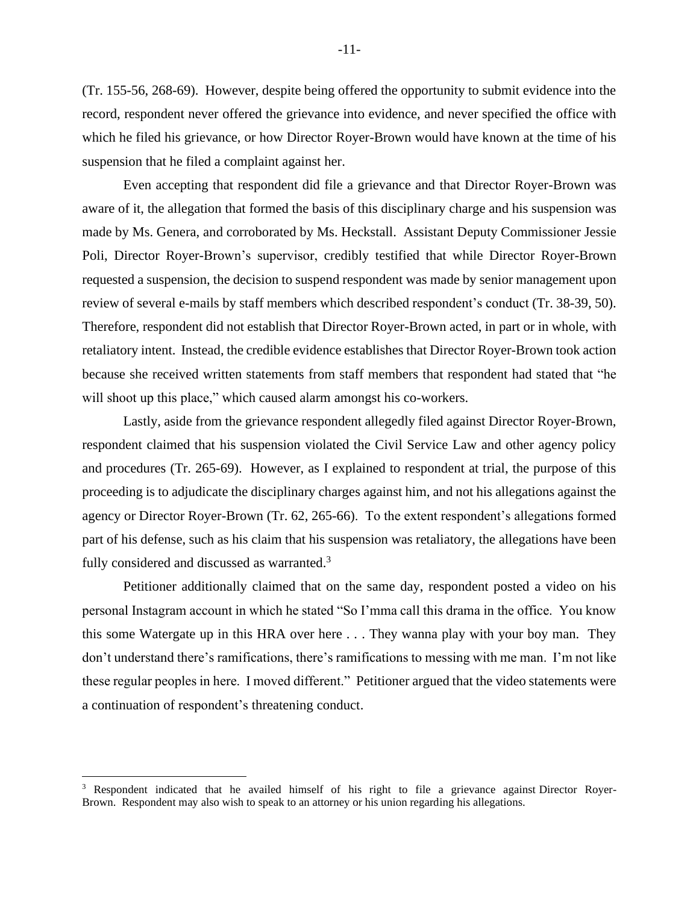(Tr. 155-56, 268-69). However, despite being offered the opportunity to submit evidence into the record, respondent never offered the grievance into evidence, and never specified the office with which he filed his grievance, or how Director Royer-Brown would have known at the time of his suspension that he filed a complaint against her.

Even accepting that respondent did file a grievance and that Director Royer-Brown was aware of it, the allegation that formed the basis of this disciplinary charge and his suspension was made by Ms. Genera, and corroborated by Ms. Heckstall. Assistant Deputy Commissioner Jessie Poli, Director Royer-Brown's supervisor, credibly testified that while Director Royer-Brown requested a suspension, the decision to suspend respondent was made by senior management upon review of several e-mails by staff members which described respondent's conduct (Tr. 38-39, 50). Therefore, respondent did not establish that Director Royer-Brown acted, in part or in whole, with retaliatory intent. Instead, the credible evidence establishes that Director Royer-Brown took action because she received written statements from staff members that respondent had stated that "he will shoot up this place," which caused alarm amongst his co-workers.

Lastly, aside from the grievance respondent allegedly filed against Director Royer-Brown, respondent claimed that his suspension violated the Civil Service Law and other agency policy and procedures (Tr. 265-69). However, as I explained to respondent at trial, the purpose of this proceeding is to adjudicate the disciplinary charges against him, and not his allegations against the agency or Director Royer-Brown (Tr. 62, 265-66). To the extent respondent's allegations formed part of his defense, such as his claim that his suspension was retaliatory, the allegations have been fully considered and discussed as warranted.[3]

Petitioner additionally claimed that on the same day, respondent posted a video on his personal Instagram account in which he stated "So I'mma call this drama in the office. You know this some Watergate up in this HRA over here . . . They wanna play with your boy man. They don't understand there's ramifications, there's ramifications to messing with me man. I'm not like these regular peoples in here. I moved different." Petitioner argued that the video statements were a continuation of respondent's threatening conduct.

---

[3] Respondent indicated that he availed himself of his right to file a grievance against Director Royer-Brown. Respondent may also wish to speak to an attorney or his union regarding his allegations.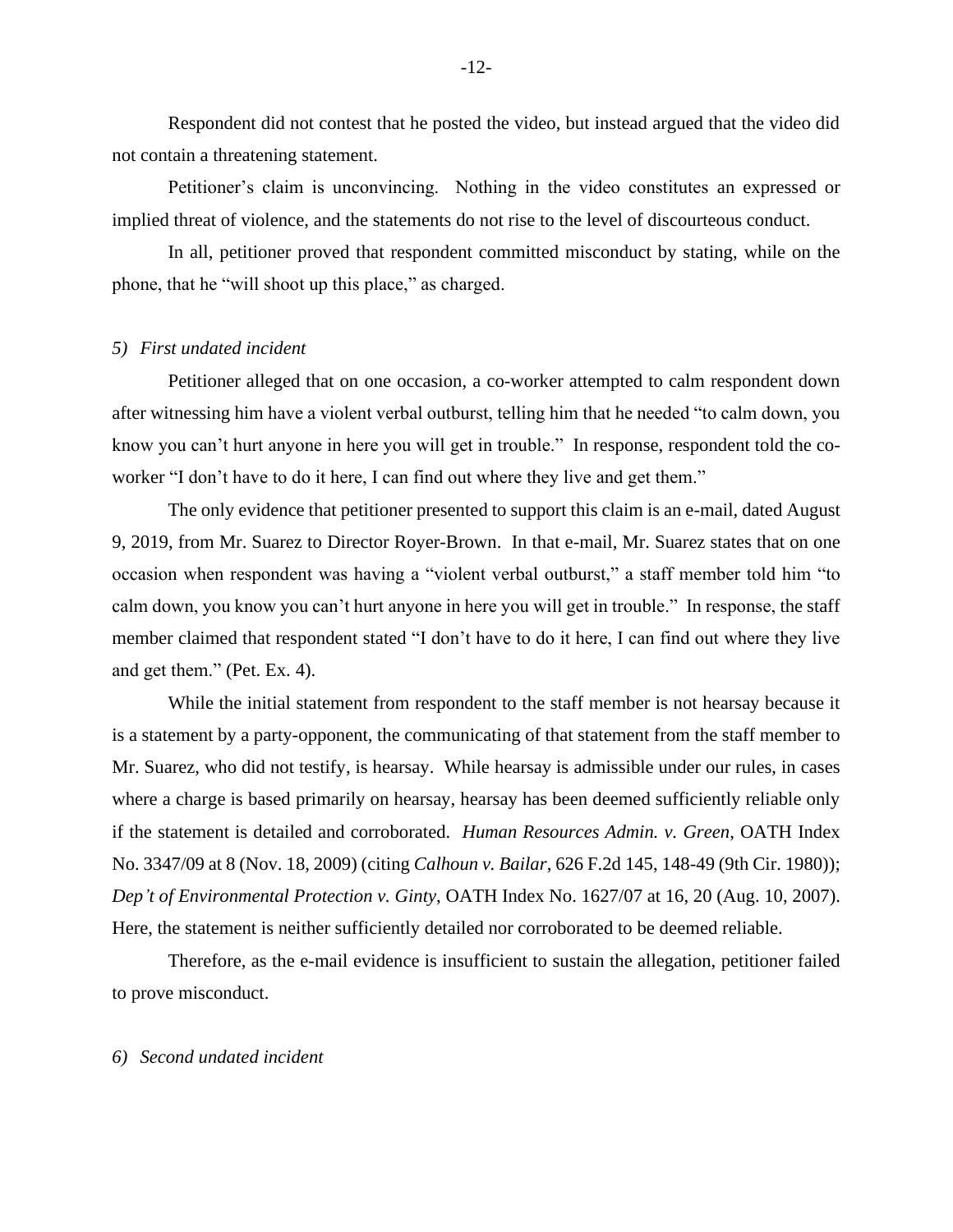Respondent did not contest that he posted the video, but instead argued that the video did not contain a threatening statement.

Petitioner's claim is unconvincing. Nothing in the video constitutes an expressed or implied threat of violence, and the statements do not rise to the level of discourteous conduct.

In all, petitioner proved that respondent committed misconduct by stating, while on the phone, that he "will shoot up this place," as charged.

*5) First undated incident*

Petitioner alleged that on one occasion, a co-worker attempted to calm respondent down after witnessing him have a violent verbal outburst, telling him that he needed "to calm down, you know you can't hurt anyone in here you will get in trouble." In response, respondent told the co-worker "I don't have to do it here, I can find out where they live and get them."

The only evidence that petitioner presented to support this claim is an e-mail, dated August 9, 2019, from Mr. Suarez to Director Royer-Brown. In that e-mail, Mr. Suarez states that on one occasion when respondent was having a "violent verbal outburst," a staff member told him "to calm down, you know you can't hurt anyone in here you will get in trouble." In response, the staff member claimed that respondent stated "I don't have to do it here, I can find out where they live and get them." (Pet. Ex. 4).

While the initial statement from respondent to the staff member is not hearsay because it is a statement by a party-opponent, the communicating of that statement from the staff member to Mr. Suarez, who did not testify, is hearsay. While hearsay is admissible under our rules, in cases where a charge is based primarily on hearsay, hearsay has been deemed sufficiently reliable only if the statement is detailed and corroborated. *Human Resources Admin. v. Green*, OATH Index No. 3347/09 at 8 (Nov. 18, 2009) (citing *Calhoun v. Bailar*, 626 F.2d 145, 148-49 (9th Cir. 1980)); *Dep't of Environmental Protection v. Ginty*, OATH Index No. 1627/07 at 16, 20 (Aug. 10, 2007). Here, the statement is neither sufficiently detailed nor corroborated to be deemed reliable.

Therefore, as the e-mail evidence is insufficient to sustain the allegation, petitioner failed to prove misconduct.

*6) Second undated incident*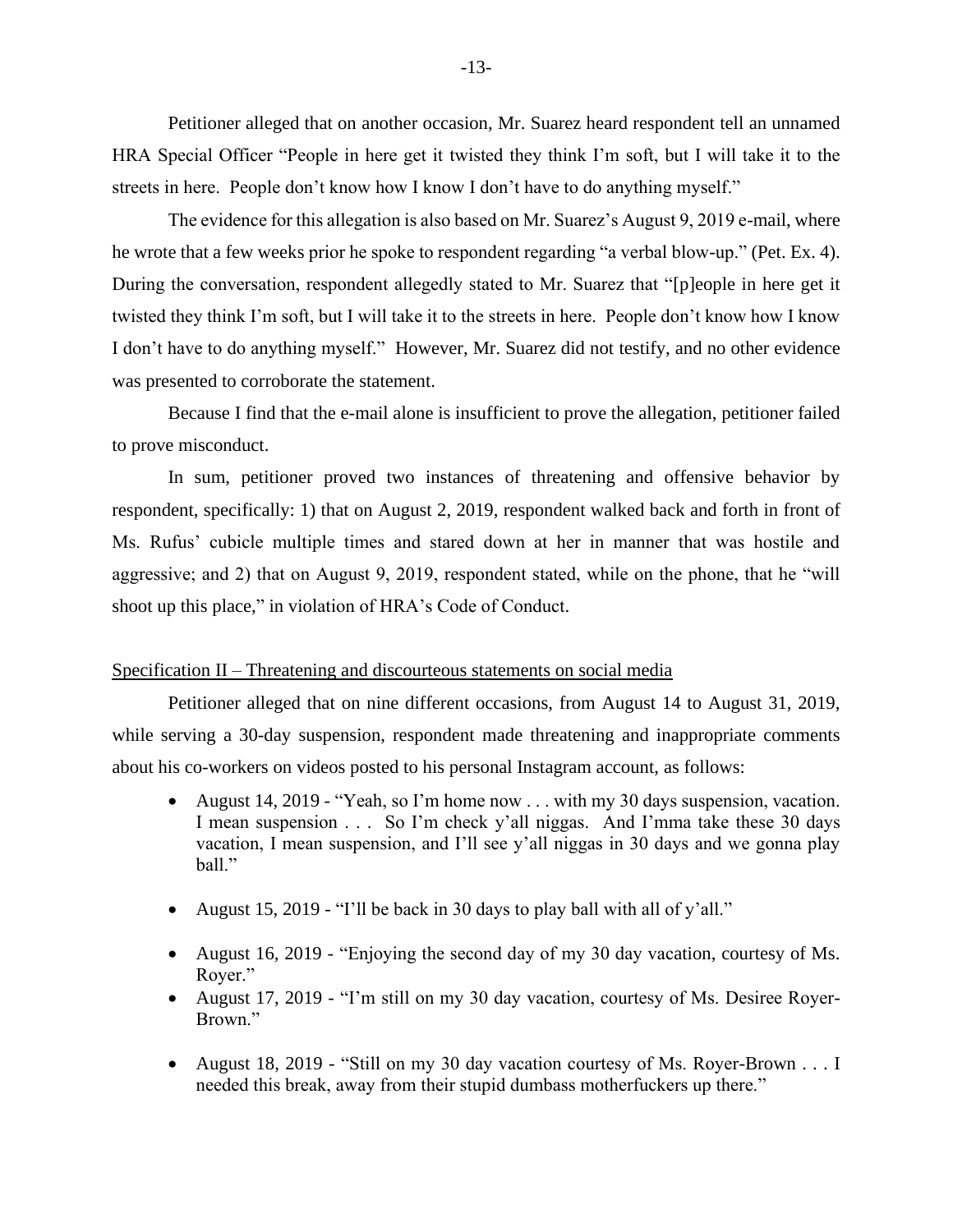Petitioner alleged that on another occasion, Mr. Suarez heard respondent tell an unnamed HRA Special Officer "People in here get it twisted they think I'm soft, but I will take it to the streets in here. People don't know how I know I don't have to do anything myself."

The evidence for this allegation is also based on Mr. Suarez's August 9, 2019 e-mail, where he wrote that a few weeks prior he spoke to respondent regarding "a verbal blow-up." (Pet. Ex. 4). During the conversation, respondent allegedly stated to Mr. Suarez that "[p]eople in here get it twisted they think I'm soft, but I will take it to the streets in here. People don't know how I know I don't have to do anything myself." However, Mr. Suarez did not testify, and no other evidence was presented to corroborate the statement.

Because I find that the e-mail alone is insufficient to prove the allegation, petitioner failed to prove misconduct.

In sum, petitioner proved two instances of threatening and offensive behavior by respondent, specifically: 1) that on August 2, 2019, respondent walked back and forth in front of Ms. Rufus' cubicle multiple times and stared down at her in manner that was hostile and aggressive; and 2) that on August 9, 2019, respondent stated, while on the phone, that he "will shoot up this place," in violation of HRA's Code of Conduct.

Specification II – Threatening and discourteous statements on social media

Petitioner alleged that on nine different occasions, from August 14 to August 31, 2019, while serving a 30-day suspension, respondent made threatening and inappropriate comments about his co-workers on videos posted to his personal Instagram account, as follows:

- August 14, 2019 - "Yeah, so I'm home now . . . with my 30 days suspension, vacation. I mean suspension . . . So I'm check y'all niggas. And I'mma take these 30 days vacation, I mean suspension, and I'll see y'all niggas in 30 days and we gonna play ball."
- August 15, 2019 - "I'll be back in 30 days to play ball with all of y'all."
- August 16, 2019 - "Enjoying the second day of my 30 day vacation, courtesy of Ms. Royer."
- August 17, 2019 - "I'm still on my 30 day vacation, courtesy of Ms. Desiree Royer-Brown."
- August 18, 2019 - "Still on my 30 day vacation courtesy of Ms. Royer-Brown . . . I needed this break, away from their stupid dumbass motherfuckers up there."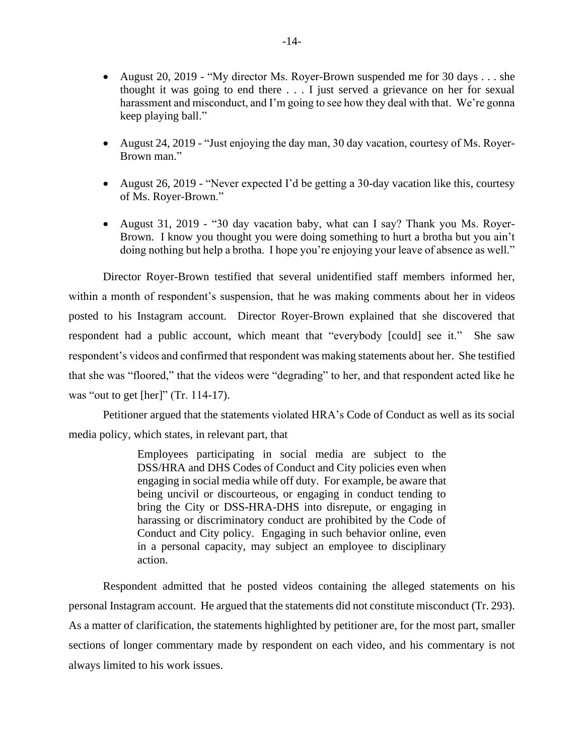- August 20, 2019 - "My director Ms. Royer-Brown suspended me for 30 days . . . she thought it was going to end there . . . I just served a grievance on her for sexual harassment and misconduct, and I'm going to see how they deal with that. We're gonna keep playing ball."

- August 24, 2019 - "Just enjoying the day man, 30 day vacation, courtesy of Ms. Royer-Brown man."

- August 26, 2019 - "Never expected I'd be getting a 30-day vacation like this, courtesy of Ms. Royer-Brown."

- August 31, 2019 - "30 day vacation baby, what can I say? Thank you Ms. Royer-Brown. I know you thought you were doing something to hurt a brotha but you ain't doing nothing but help a brotha. I hope you're enjoying your leave of absence as well."

Director Royer-Brown testified that several unidentified staff members informed her, within a month of respondent's suspension, that he was making comments about her in videos posted to his Instagram account. Director Royer-Brown explained that she discovered that respondent had a public account, which meant that "everybody [could] see it." She saw respondent's videos and confirmed that respondent was making statements about her. She testified that she was "floored," that the videos were "degrading" to her, and that respondent acted like he was "out to get [her]" (Tr. 114-17).

Petitioner argued that the statements violated HRA's Code of Conduct as well as its social media policy, which states, in relevant part, that

> Employees participating in social media are subject to the DSS/HRA and DHS Codes of Conduct and City policies even when engaging in social media while off duty. For example, be aware that being uncivil or discourteous, or engaging in conduct tending to bring the City or DSS-HRA-DHS into disrepute, or engaging in harassing or discriminatory conduct are prohibited by the Code of Conduct and City policy. Engaging in such behavior online, even in a personal capacity, may subject an employee to disciplinary action.

Respondent admitted that he posted videos containing the alleged statements on his personal Instagram account. He argued that the statements did not constitute misconduct (Tr. 293). As a matter of clarification, the statements highlighted by petitioner are, for the most part, smaller sections of longer commentary made by respondent on each video, and his commentary is not always limited to his work issues.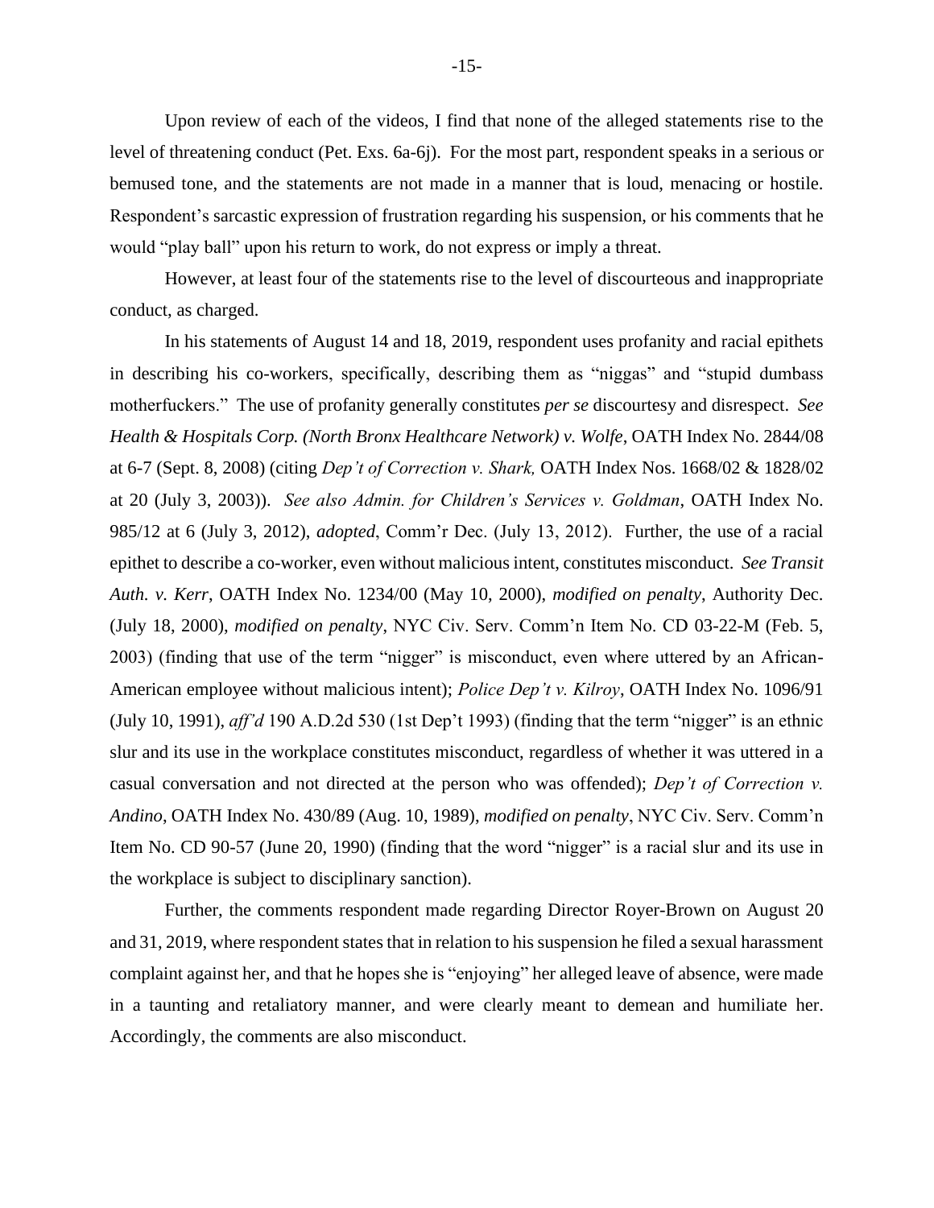Upon review of each of the videos, I find that none of the alleged statements rise to the level of threatening conduct (Pet. Exs. 6a-6j). For the most part, respondent speaks in a serious or bemused tone, and the statements are not made in a manner that is loud, menacing or hostile. Respondent's sarcastic expression of frustration regarding his suspension, or his comments that he would "play ball" upon his return to work, do not express or imply a threat.

However, at least four of the statements rise to the level of discourteous and inappropriate conduct, as charged.

In his statements of August 14 and 18, 2019, respondent uses profanity and racial epithets in describing his co-workers, specifically, describing them as "niggas" and "stupid dumbass motherfuckers." The use of profanity generally constitutes *per se* discourtesy and disrespect. *See Health & Hospitals Corp. (North Bronx Healthcare Network) v. Wolfe*, OATH Index No. 2844/08 at 6-7 (Sept. 8, 2008) (citing *Dep't of Correction v. Shark,* OATH Index Nos. 1668/02 & 1828/02 at 20 (July 3, 2003)). *See also Admin. for Children's Services v. Goldman*, OATH Index No. 985/12 at 6 (July 3, 2012), *adopted*, Comm'r Dec. (July 13, 2012). Further, the use of a racial epithet to describe a co-worker, even without malicious intent, constitutes misconduct. *See Transit Auth. v. Kerr*, OATH Index No. 1234/00 (May 10, 2000), *modified on penalty*, Authority Dec. (July 18, 2000), *modified on penalty*, NYC Civ. Serv. Comm'n Item No. CD 03-22-M (Feb. 5, 2003) (finding that use of the term "nigger" is misconduct, even where uttered by an African-American employee without malicious intent); *Police Dep't v. Kilroy*, OATH Index No. 1096/91 (July 10, 1991), *aff'd* 190 A.D.2d 530 (1st Dep't 1993) (finding that the term "nigger" is an ethnic slur and its use in the workplace constitutes misconduct, regardless of whether it was uttered in a casual conversation and not directed at the person who was offended); *Dep't of Correction v. Andino*, OATH Index No. 430/89 (Aug. 10, 1989), *modified on penalty*, NYC Civ. Serv. Comm'n Item No. CD 90-57 (June 20, 1990) (finding that the word "nigger" is a racial slur and its use in the workplace is subject to disciplinary sanction).

Further, the comments respondent made regarding Director Royer-Brown on August 20 and 31, 2019, where respondent states that in relation to his suspension he filed a sexual harassment complaint against her, and that he hopes she is "enjoying" her alleged leave of absence, were made in a taunting and retaliatory manner, and were clearly meant to demean and humiliate her. Accordingly, the comments are also misconduct.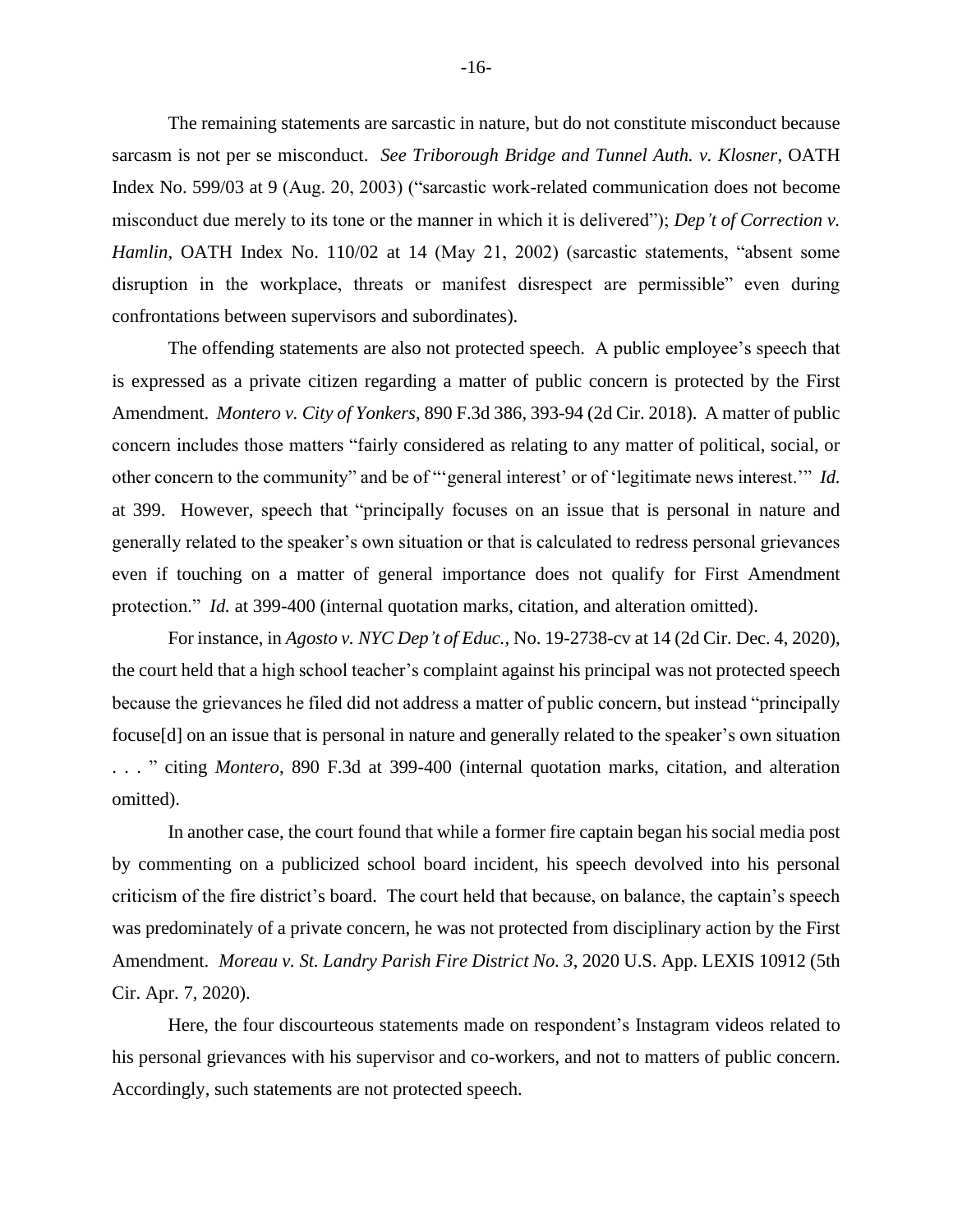The remaining statements are sarcastic in nature, but do not constitute misconduct because sarcasm is not per se misconduct. *See Triborough Bridge and Tunnel Auth. v. Klosner*, OATH Index No. 599/03 at 9 (Aug. 20, 2003) ("sarcastic work-related communication does not become misconduct due merely to its tone or the manner in which it is delivered"); *Dep't of Correction v. Hamlin*, OATH Index No. 110/02 at 14 (May 21, 2002) (sarcastic statements, "absent some disruption in the workplace, threats or manifest disrespect are permissible" even during confrontations between supervisors and subordinates).

The offending statements are also not protected speech. A public employee's speech that is expressed as a private citizen regarding a matter of public concern is protected by the First Amendment. *Montero v. City of Yonkers*, 890 F.3d 386, 393-94 (2d Cir. 2018). A matter of public concern includes those matters "fairly considered as relating to any matter of political, social, or other concern to the community" and be of "'general interest' or of 'legitimate news interest.'" *Id.* at 399. However, speech that "principally focuses on an issue that is personal in nature and generally related to the speaker's own situation or that is calculated to redress personal grievances even if touching on a matter of general importance does not qualify for First Amendment protection." *Id.* at 399-400 (internal quotation marks, citation, and alteration omitted).

For instance, in *Agosto v. NYC Dep't of Educ.*, No. 19-2738-cv at 14 (2d Cir. Dec. 4, 2020), the court held that a high school teacher's complaint against his principal was not protected speech because the grievances he filed did not address a matter of public concern, but instead "principally focuse[d] on an issue that is personal in nature and generally related to the speaker's own situation . . . " citing *Montero*, 890 F.3d at 399-400 (internal quotation marks, citation, and alteration omitted).

In another case, the court found that while a former fire captain began his social media post by commenting on a publicized school board incident, his speech devolved into his personal criticism of the fire district's board. The court held that because, on balance, the captain's speech was predominately of a private concern, he was not protected from disciplinary action by the First Amendment. *Moreau v. St. Landry Parish Fire District No. 3*, 2020 U.S. App. LEXIS 10912 (5th Cir. Apr. 7, 2020).

Here, the four discourteous statements made on respondent's Instagram videos related to his personal grievances with his supervisor and co-workers, and not to matters of public concern. Accordingly, such statements are not protected speech.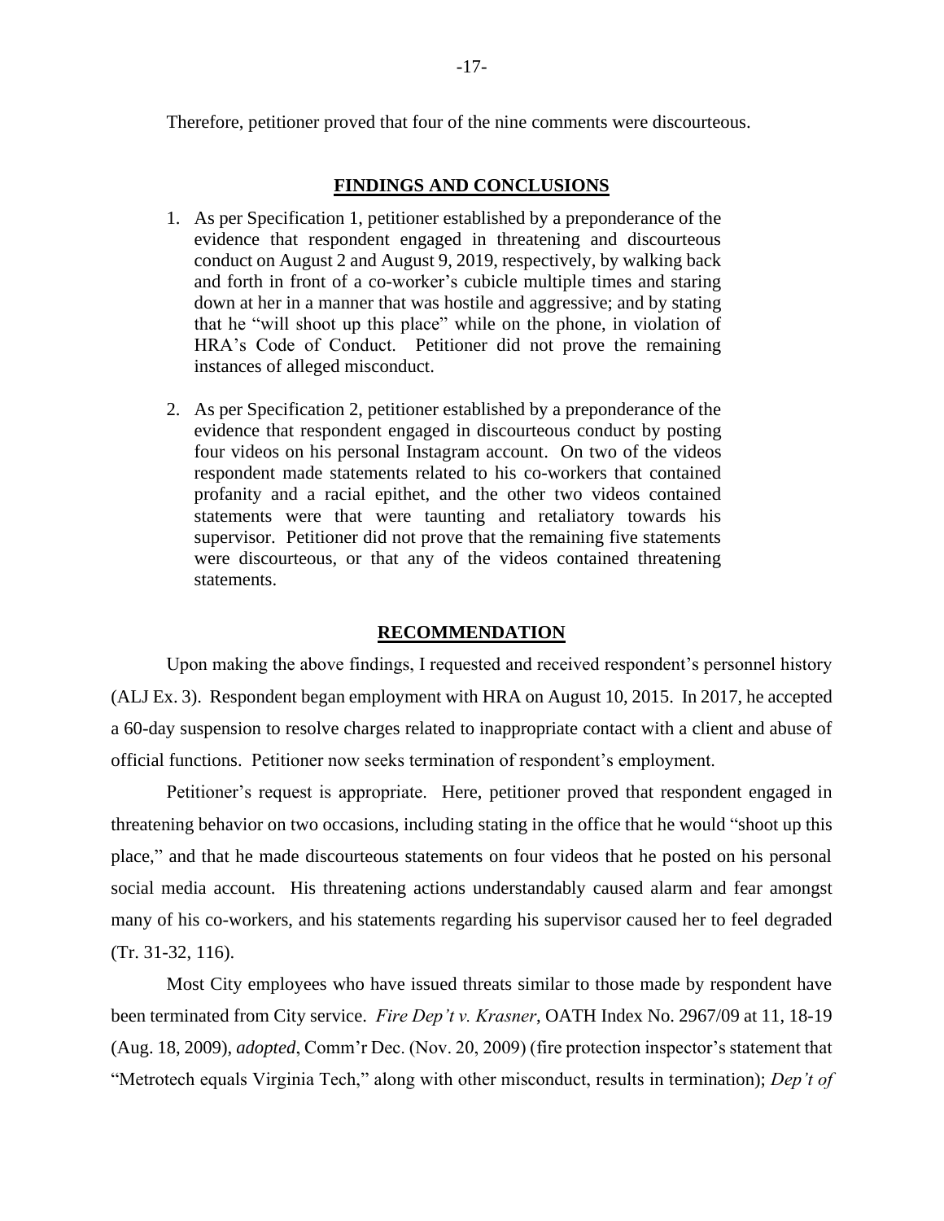Therefore, petitioner proved that four of the nine comments were discourteous.

## FINDINGS AND CONCLUSIONS

1. As per Specification 1, petitioner established by a preponderance of the evidence that respondent engaged in threatening and discourteous conduct on August 2 and August 9, 2019, respectively, by walking back and forth in front of a co-worker's cubicle multiple times and staring down at her in a manner that was hostile and aggressive; and by stating that he "will shoot up this place" while on the phone, in violation of HRA's Code of Conduct. Petitioner did not prove the remaining instances of alleged misconduct.

2. As per Specification 2, petitioner established by a preponderance of the evidence that respondent engaged in discourteous conduct by posting four videos on his personal Instagram account. On two of the videos respondent made statements related to his co-workers that contained profanity and a racial epithet, and the other two videos contained statements were that were taunting and retaliatory towards his supervisor. Petitioner did not prove that the remaining five statements were discourteous, or that any of the videos contained threatening statements.

## RECOMMENDATION

Upon making the above findings, I requested and received respondent's personnel history (ALJ Ex. 3). Respondent began employment with HRA on August 10, 2015. In 2017, he accepted a 60-day suspension to resolve charges related to inappropriate contact with a client and abuse of official functions. Petitioner now seeks termination of respondent's employment.

Petitioner's request is appropriate. Here, petitioner proved that respondent engaged in threatening behavior on two occasions, including stating in the office that he would "shoot up this place," and that he made discourteous statements on four videos that he posted on his personal social media account. His threatening actions understandably caused alarm and fear amongst many of his co-workers, and his statements regarding his supervisor caused her to feel degraded (Tr. 31-32, 116).

Most City employees who have issued threats similar to those made by respondent have been terminated from City service. *Fire Dep't v. Krasner*, OATH Index No. 2967/09 at 11, 18-19 (Aug. 18, 2009), *adopted*, Comm'r Dec. (Nov. 20, 2009) (fire protection inspector's statement that "Metrotech equals Virginia Tech," along with other misconduct, results in termination); *Dep't of*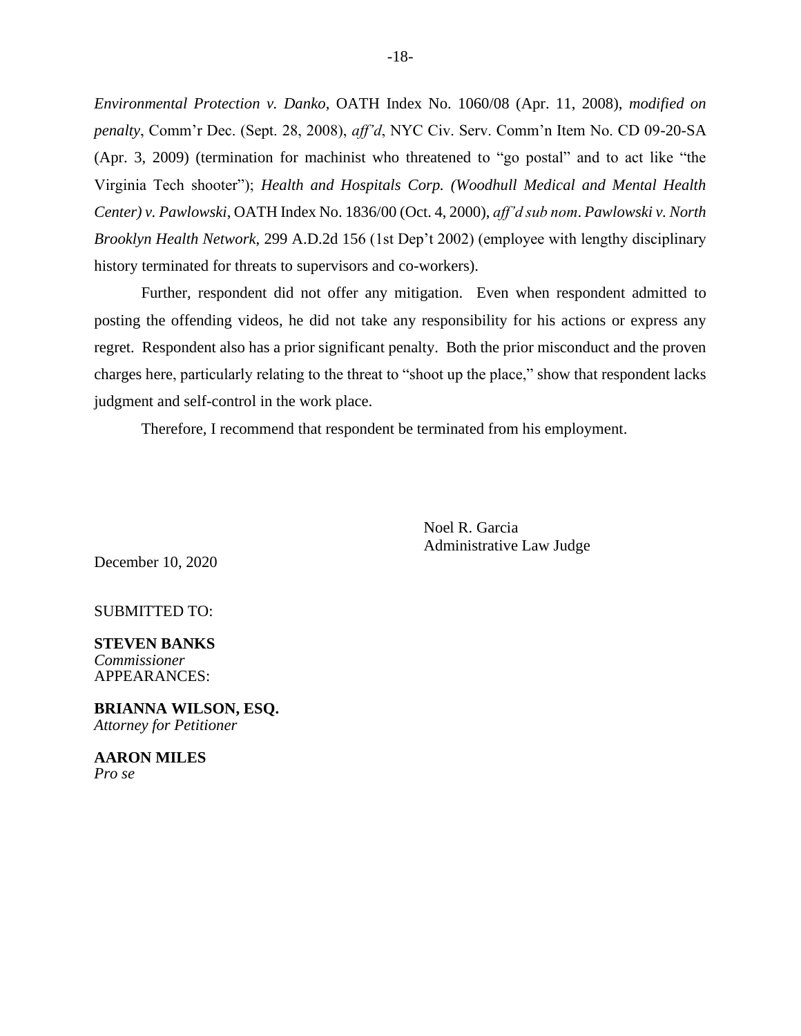*Environmental Protection v. Danko*, OATH Index No. 1060/08 (Apr. 11, 2008), *modified on penalty*, Comm'r Dec. (Sept. 28, 2008), *aff'd*, NYC Civ. Serv. Comm'n Item No. CD 09-20-SA (Apr. 3, 2009) (termination for machinist who threatened to "go postal" and to act like "the Virginia Tech shooter"); *Health and Hospitals Corp. (Woodhull Medical and Mental Health Center) v. Pawlowski*, OATH Index No. 1836/00 (Oct. 4, 2000), *aff'd sub nom*. *Pawlowski v. North Brooklyn Health Network*, 299 A.D.2d 156 (1st Dep't 2002) (employee with lengthy disciplinary history terminated for threats to supervisors and co-workers).

Further, respondent did not offer any mitigation. Even when respondent admitted to posting the offending videos, he did not take any responsibility for his actions or express any regret. Respondent also has a prior significant penalty. Both the prior misconduct and the proven charges here, particularly relating to the threat to "shoot up the place," show that respondent lacks judgment and self-control in the work place.

Therefore, I recommend that respondent be terminated from his employment.

Noel R. Garcia
Administrative Law Judge

December 10, 2020

SUBMITTED TO:

**STEVEN BANKS**
*Commissioner*
APPEARANCES:

**BRIANNA WILSON, ESQ.**
*Attorney for Petitioner*

**AARON MILES**
*Pro se*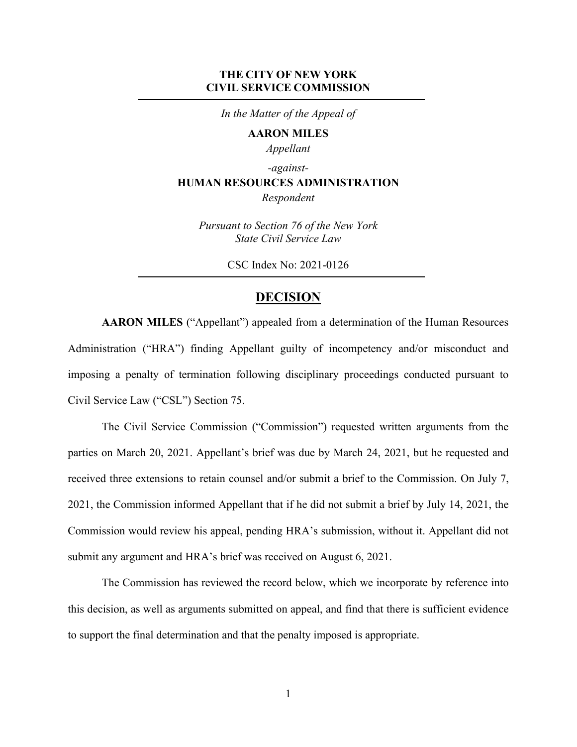**THE CITY OF NEW YORK**
**CIVIL SERVICE COMMISSION**

---

*In the Matter of the Appeal of*

**AARON MILES**

*Appellant*

*-against-*

**HUMAN RESOURCES ADMINISTRATION**

*Respondent*

*Pursuant to Section 76 of the New York State Civil Service Law*

CSC Index No: 2021-0126

---

# DECISION

**AARON MILES** ("Appellant") appealed from a determination of the Human Resources Administration ("HRA") finding Appellant guilty of incompetency and/or misconduct and imposing a penalty of termination following disciplinary proceedings conducted pursuant to Civil Service Law ("CSL") Section 75.

The Civil Service Commission ("Commission") requested written arguments from the parties on March 20, 2021. Appellant's brief was due by March 24, 2021, but he requested and received three extensions to retain counsel and/or submit a brief to the Commission. On July 7, 2021, the Commission informed Appellant that if he did not submit a brief by July 14, 2021, the Commission would review his appeal, pending HRA's submission, without it. Appellant did not submit any argument and HRA's brief was received on August 6, 2021.

The Commission has reviewed the record below, which we incorporate by reference into this decision, as well as arguments submitted on appeal, and find that there is sufficient evidence to support the final determination and that the penalty imposed is appropriate.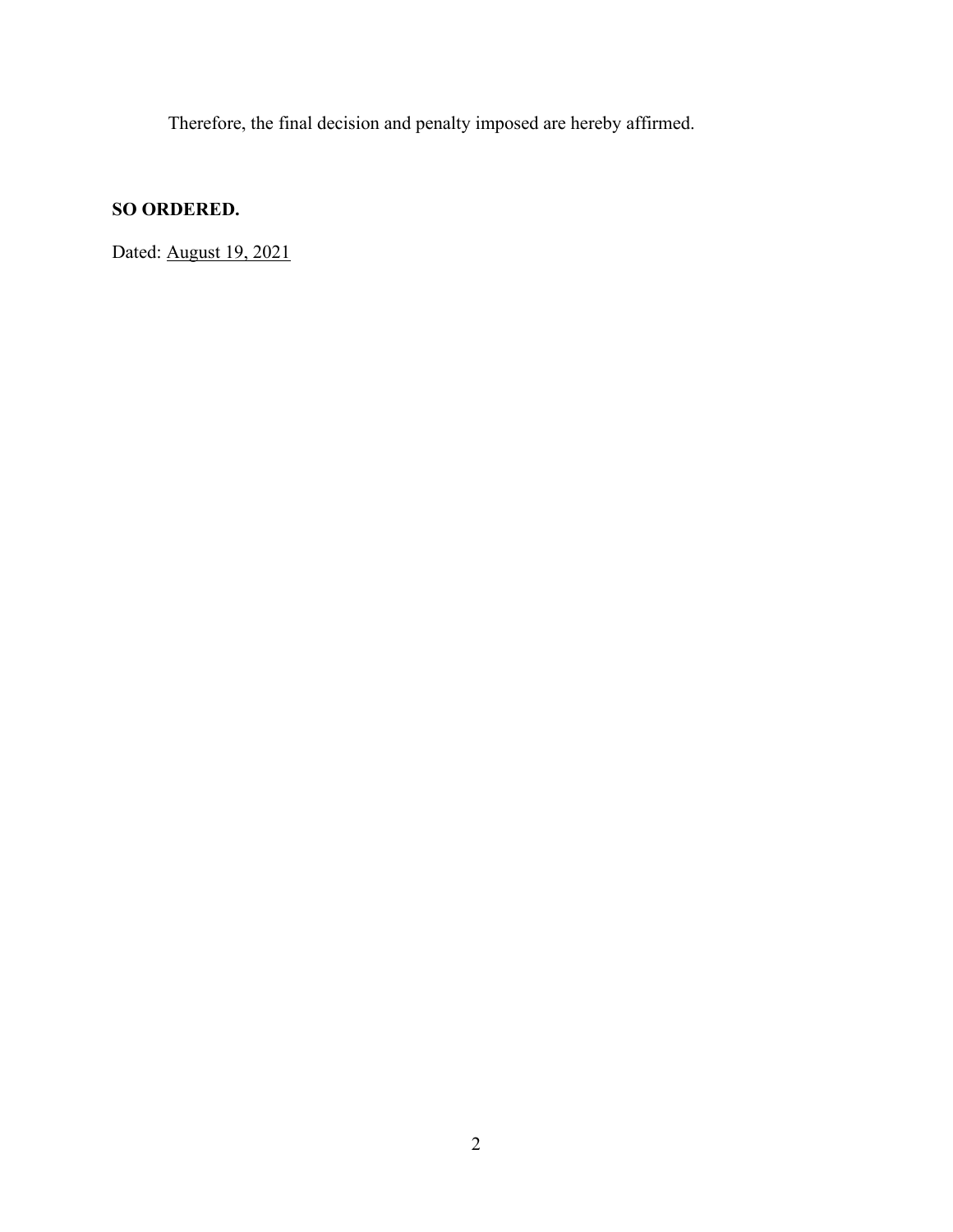Therefore, the final decision and penalty imposed are hereby affirmed.

**SO ORDERED.**

Dated: August 19, 2021